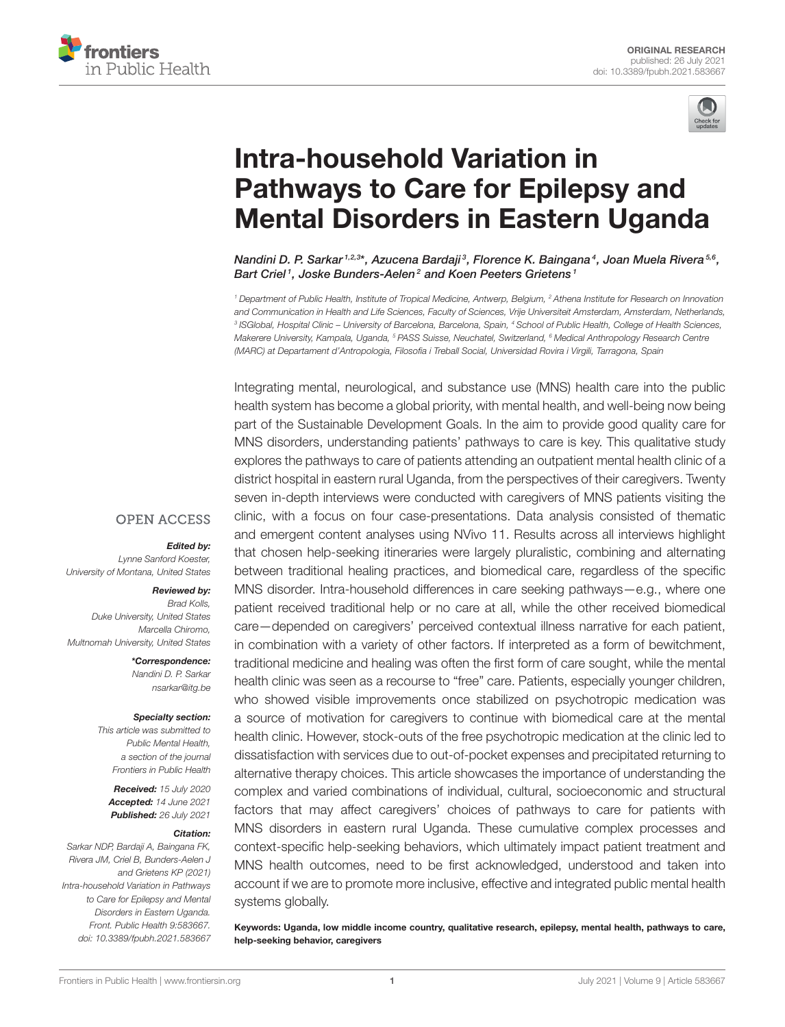ORIGINAL RESEARCH
published: 26 July 2021
doi: 10.3389/fpubh.2021.583667

# Intra-household Variation in Pathways to Care for Epilepsy and Mental Disorders in Eastern Uganda

*Nandini D. P. Sarkar*[1,2,3]**, *Azucena Bardaji*[3], *Florence K. Baingana*[4], *Joan Muela Rivera*[5,6], *Bart Criel*[1], *Joske Bunders-Aelen*[2] *and Koen Peeters Grietens*[1]

[1] Department of Public Health, Institute of Tropical Medicine, Antwerp, Belgium, [2] Athena Institute for Research on Innovation and Communication in Health and Life Sciences, Faculty of Sciences, Vrije Universiteit Amsterdam, Amsterdam, Netherlands, [3] ISGlobal, Hospital Clinic – University of Barcelona, Barcelona, Spain, [4] School of Public Health, College of Health Sciences, Makerere University, Kampala, Uganda, [5] PASS Suisse, Neuchatel, Switzerland, [6] Medical Anthropology Research Centre (MARC) at Departament d'Antropologia, Filosofia i Treball Social, Universidad Rovira i Virgili, Tarragona, Spain

Integrating mental, neurological, and substance use (MNS) health care into the public health system has become a global priority, with mental health, and well-being now being part of the Sustainable Development Goals. In the aim to provide good quality care for MNS disorders, understanding patients' pathways to care is key. This qualitative study explores the pathways to care of patients attending an outpatient mental health clinic of a district hospital in eastern rural Uganda, from the perspectives of their caregivers. Twenty seven in-depth interviews were conducted with caregivers of MNS patients visiting the clinic, with a focus on four case-presentations. Data analysis consisted of thematic and emergent content analyses using NVivo 11. Results across all interviews highlight that chosen help-seeking itineraries were largely pluralistic, combining and alternating between traditional healing practices, and biomedical care, regardless of the specific MNS disorder. Intra-household differences in care seeking pathways—e.g., where one patient received traditional help or no care at all, while the other received biomedical care—depended on caregivers' perceived contextual illness narrative for each patient, in combination with a variety of other factors. If interpreted as a form of bewitchment, traditional medicine and healing was often the first form of care sought, while the mental health clinic was seen as a recourse to "free" care. Patients, especially younger children, who showed visible improvements once stabilized on psychotropic medication was a source of motivation for caregivers to continue with biomedical care at the mental health clinic. However, stock-outs of the free psychotropic medication at the clinic led to dissatisfaction with services due to out-of-pocket expenses and precipitated returning to alternative therapy choices. This article showcases the importance of understanding the complex and varied combinations of individual, cultural, socioeconomic and structural factors that may affect caregivers' choices of pathways to care for patients with MNS disorders in eastern rural Uganda. These cumulative complex processes and context-specific help-seeking behaviors, which ultimately impact patient treatment and MNS health outcomes, need to be first acknowledged, understood and taken into account if we are to promote more inclusive, effective and integrated public mental health systems globally.

**Keywords: Uganda, low middle income country, qualitative research, epilepsy, mental health, pathways to care, help-seeking behavior, caregivers**

OPEN ACCESS

***Edited by:***
Lynne Sanford Koester,
University of Montana, United States

***Reviewed by:***
Brad Kolls,
Duke University, United States
Marcella Chiromo,
Multnomah University, United States

****Correspondence:***
Nandini D. P. Sarkar
nsarkar@itg.be

***Specialty section:***
This article was submitted to Public Mental Health, a section of the journal Frontiers in Public Health

***Received:*** 15 July 2020
***Accepted:*** 14 June 2021
***Published:*** 26 July 2021

***Citation:***
Sarkar NDP, Bardaji A, Baingana FK, Rivera JM, Criel B, Bunders-Aelen J and Grietens KP (2021) Intra-household Variation in Pathways to Care for Epilepsy and Mental Disorders in Eastern Uganda. Front. Public Health 9:583667. doi: 10.3389/fpubh.2021.583667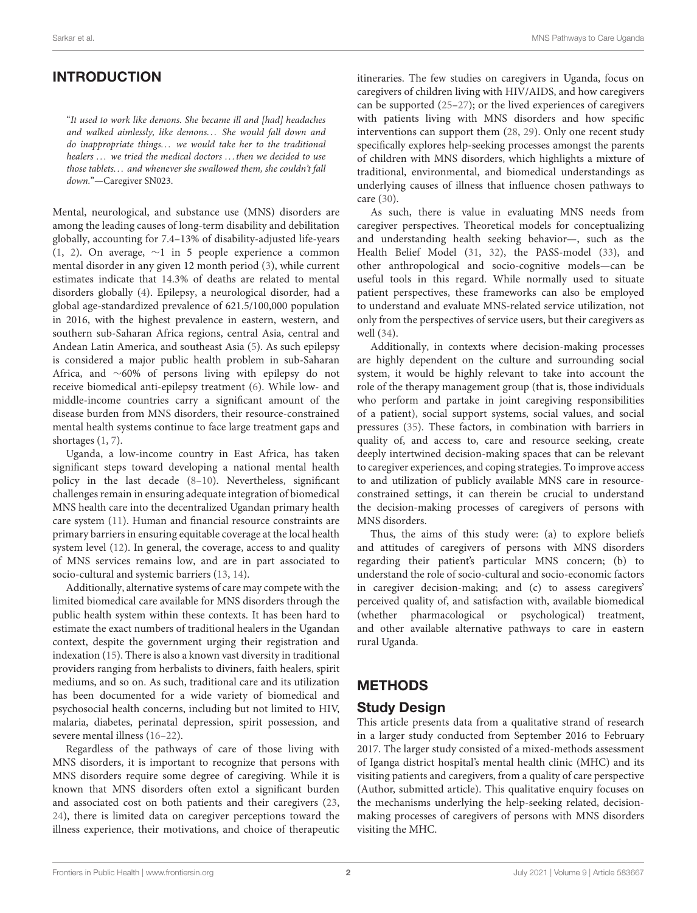## INTRODUCTION

"*It used to work like demons. She became ill and [had] headaches and walked aimlessly, like demons… She would fall down and do inappropriate things… we would take her to the traditional healers … we tried the medical doctors …then we decided to use those tablets… and whenever she swallowed them, she couldn't fall down.*"—Caregiver SN023.

Mental, neurological, and substance use (MNS) disorders are among the leading causes of long-term disability and debilitation globally, accounting for 7.4–13% of disability-adjusted life-years (1, 2). On average, ∼1 in 5 people experience a common mental disorder in any given 12 month period (3), while current estimates indicate that 14.3% of deaths are related to mental disorders globally (4). Epilepsy, a neurological disorder, had a global age-standardized prevalence of 621.5/100,000 population in 2016, with the highest prevalence in eastern, western, and southern sub-Saharan Africa regions, central Asia, central and Andean Latin America, and southeast Asia (5). As such epilepsy is considered a major public health problem in sub-Saharan Africa, and ∼60% of persons living with epilepsy do not receive biomedical anti-epilepsy treatment (6). While low- and middle-income countries carry a significant amount of the disease burden from MNS disorders, their resource-constrained mental health systems continue to face large treatment gaps and shortages (1, 7).

Uganda, a low-income country in East Africa, has taken significant steps toward developing a national mental health policy in the last decade (8–10). Nevertheless, significant challenges remain in ensuring adequate integration of biomedical MNS health care into the decentralized Ugandan primary health care system (11). Human and financial resource constraints are primary barriers in ensuring equitable coverage at the local health system level (12). In general, the coverage, access to and quality of MNS services remains low, and are in part associated to socio-cultural and systemic barriers (13, 14).

Additionally, alternative systems of care may compete with the limited biomedical care available for MNS disorders through the public health system within these contexts. It has been hard to estimate the exact numbers of traditional healers in the Ugandan context, despite the government urging their registration and indexation (15). There is also a known vast diversity in traditional providers ranging from herbalists to diviners, faith healers, spirit mediums, and so on. As such, traditional care and its utilization has been documented for a wide variety of biomedical and psychosocial health concerns, including but not limited to HIV, malaria, diabetes, perinatal depression, spirit possession, and severe mental illness (16–22).

Regardless of the pathways of care of those living with MNS disorders, it is important to recognize that persons with MNS disorders require some degree of caregiving. While it is known that MNS disorders often extol a significant burden and associated cost on both patients and their caregivers (23, 24), there is limited data on caregiver perceptions toward the illness experience, their motivations, and choice of therapeutic itineraries. The few studies on caregivers in Uganda, focus on caregivers of children living with HIV/AIDS, and how caregivers can be supported (25–27); or the lived experiences of caregivers with patients living with MNS disorders and how specific interventions can support them (28, 29). Only one recent study specifically explores help-seeking processes amongst the parents of children with MNS disorders, which highlights a mixture of traditional, environmental, and biomedical understandings as underlying causes of illness that influence chosen pathways to care (30).

As such, there is value in evaluating MNS needs from caregiver perspectives. Theoretical models for conceptualizing and understanding health seeking behavior—, such as the Health Belief Model (31, 32), the PASS-model (33), and other anthropological and socio-cognitive models—can be useful tools in this regard. While normally used to situate patient perspectives, these frameworks can also be employed to understand and evaluate MNS-related service utilization, not only from the perspectives of service users, but their caregivers as well (34).

Additionally, in contexts where decision-making processes are highly dependent on the culture and surrounding social system, it would be highly relevant to take into account the role of the therapy management group (that is, those individuals who perform and partake in joint caregiving responsibilities of a patient), social support systems, social values, and social pressures (35). These factors, in combination with barriers in quality of, and access to, care and resource seeking, create deeply intertwined decision-making spaces that can be relevant to caregiver experiences, and coping strategies. To improve access to and utilization of publicly available MNS care in resource-constrained settings, it can therein be crucial to understand the decision-making processes of caregivers of persons with MNS disorders.

Thus, the aims of this study were: (a) to explore beliefs and attitudes of caregivers of persons with MNS disorders regarding their patient's particular MNS concern; (b) to understand the role of socio-cultural and socio-economic factors in caregiver decision-making; and (c) to assess caregivers' perceived quality of, and satisfaction with, available biomedical (whether pharmacological or psychological) treatment, and other available alternative pathways to care in eastern rural Uganda.

## METHODS

### Study Design

This article presents data from a qualitative strand of research in a larger study conducted from September 2016 to February 2017. The larger study consisted of a mixed-methods assessment of Iganga district hospital's mental health clinic (MHC) and its visiting patients and caregivers, from a quality of care perspective (Author, submitted article). This qualitative enquiry focuses on the mechanisms underlying the help-seeking related, decision-making processes of caregivers of persons with MNS disorders visiting the MHC.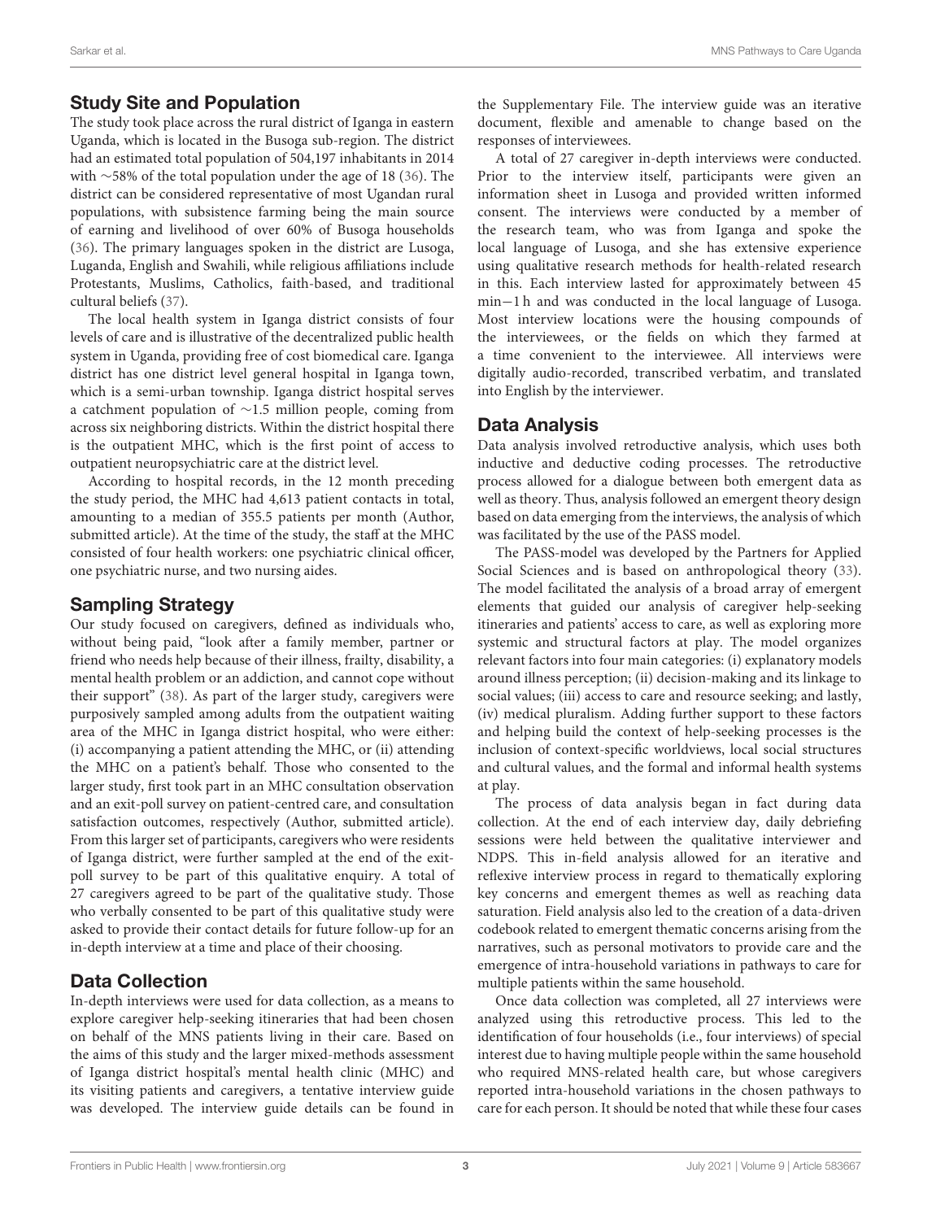## Study Site and Population

The study took place across the rural district of Iganga in eastern Uganda, which is located in the Busoga sub-region. The district had an estimated total population of 504,197 inhabitants in 2014 with ∼58% of the total population under the age of 18 (36). The district can be considered representative of most Ugandan rural populations, with subsistence farming being the main source of earning and livelihood of over 60% of Busoga households (36). The primary languages spoken in the district are Lusoga, Luganda, English and Swahili, while religious affiliations include Protestants, Muslims, Catholics, faith-based, and traditional cultural beliefs (37).

The local health system in Iganga district consists of four levels of care and is illustrative of the decentralized public health system in Uganda, providing free of cost biomedical care. Iganga district has one district level general hospital in Iganga town, which is a semi-urban township. Iganga district hospital serves a catchment population of ∼1.5 million people, coming from across six neighboring districts. Within the district hospital there is the outpatient MHC, which is the first point of access to outpatient neuropsychiatric care at the district level.

According to hospital records, in the 12 month preceding the study period, the MHC had 4,613 patient contacts in total, amounting to a median of 355.5 patients per month (Author, submitted article). At the time of the study, the staff at the MHC consisted of four health workers: one psychiatric clinical officer, one psychiatric nurse, and two nursing aides.

## Sampling Strategy

Our study focused on caregivers, defined as individuals who, without being paid, "look after a family member, partner or friend who needs help because of their illness, frailty, disability, a mental health problem or an addiction, and cannot cope without their support" (38). As part of the larger study, caregivers were purposively sampled among adults from the outpatient waiting area of the MHC in Iganga district hospital, who were either: (i) accompanying a patient attending the MHC, or (ii) attending the MHC on a patient's behalf. Those who consented to the larger study, first took part in an MHC consultation observation and an exit-poll survey on patient-centred care, and consultation satisfaction outcomes, respectively (Author, submitted article). From this larger set of participants, caregivers who were residents of Iganga district, were further sampled at the end of the exit-poll survey to be part of this qualitative enquiry. A total of 27 caregivers agreed to be part of the qualitative study. Those who verbally consented to be part of this qualitative study were asked to provide their contact details for future follow-up for an in-depth interview at a time and place of their choosing.

## Data Collection

In-depth interviews were used for data collection, as a means to explore caregiver help-seeking itineraries that had been chosen on behalf of the MNS patients living in their care. Based on the aims of this study and the larger mixed-methods assessment of Iganga district hospital's mental health clinic (MHC) and its visiting patients and caregivers, a tentative interview guide was developed. The interview guide details can be found in the Supplementary File. The interview guide was an iterative document, flexible and amenable to change based on the responses of interviewees.

A total of 27 caregiver in-depth interviews were conducted. Prior to the interview itself, participants were given an information sheet in Lusoga and provided written informed consent. The interviews were conducted by a member of the research team, who was from Iganga and spoke the local language of Lusoga, and she has extensive experience using qualitative research methods for health-related research in this. Each interview lasted for approximately between 45 min−1 h and was conducted in the local language of Lusoga. Most interview locations were the housing compounds of the interviewees, or the fields on which they farmed at a time convenient to the interviewee. All interviews were digitally audio-recorded, transcribed verbatim, and translated into English by the interviewer.

## Data Analysis

Data analysis involved retroductive analysis, which uses both inductive and deductive coding processes. The retroductive process allowed for a dialogue between both emergent data as well as theory. Thus, analysis followed an emergent theory design based on data emerging from the interviews, the analysis of which was facilitated by the use of the PASS model.

The PASS-model was developed by the Partners for Applied Social Sciences and is based on anthropological theory (33). The model facilitated the analysis of a broad array of emergent elements that guided our analysis of caregiver help-seeking itineraries and patients' access to care, as well as exploring more systemic and structural factors at play. The model organizes relevant factors into four main categories: (i) explanatory models around illness perception; (ii) decision-making and its linkage to social values; (iii) access to care and resource seeking; and lastly, (iv) medical pluralism. Adding further support to these factors and helping build the context of help-seeking processes is the inclusion of context-specific worldviews, local social structures and cultural values, and the formal and informal health systems at play.

The process of data analysis began in fact during data collection. At the end of each interview day, daily debriefing sessions were held between the qualitative interviewer and NDPS. This in-field analysis allowed for an iterative and reflexive interview process in regard to thematically exploring key concerns and emergent themes as well as reaching data saturation. Field analysis also led to the creation of a data-driven codebook related to emergent thematic concerns arising from the narratives, such as personal motivators to provide care and the emergence of intra-household variations in pathways to care for multiple patients within the same household.

Once data collection was completed, all 27 interviews were analyzed using this retroductive process. This led to the identification of four households (i.e., four interviews) of special interest due to having multiple people within the same household who required MNS-related health care, but whose caregivers reported intra-household variations in the chosen pathways to care for each person. It should be noted that while these four cases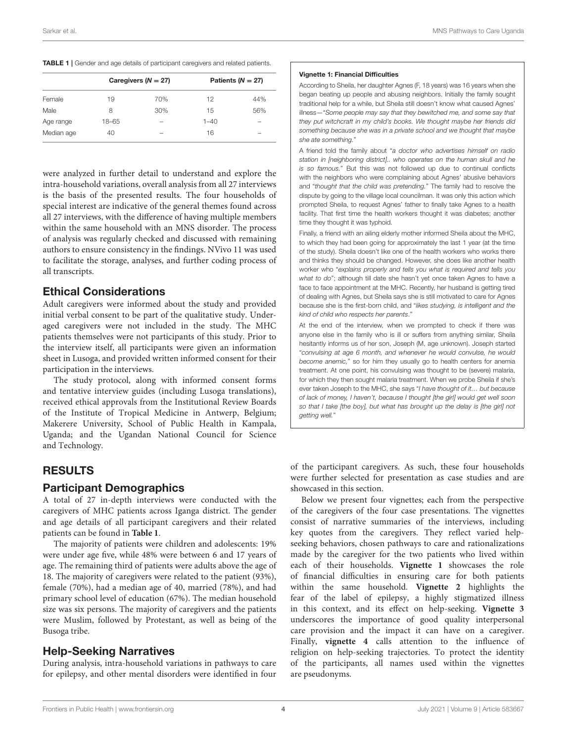**TABLE 1** | Gender and age details of participant caregivers and related patients.

| | Caregivers ($N = 27$) | | Patients ($N = 27$) | |
|---|---|---|---|---|
| Female | 19 | 70% | 12 | 44% |
| Male | 8 | 30% | 15 | 56% |
| Age range | 18–65 | – | 1–40 | – |
| Median age | 40 | – | 16 | – |

were analyzed in further detail to understand and explore the intra-household variations, overall analysis from all 27 interviews is the basis of the presented results. The four households of special interest are indicative of the general themes found across all 27 interviews, with the difference of having multiple members within the same household with an MNS disorder. The process of analysis was regularly checked and discussed with remaining authors to ensure consistency in the findings. NVivo 11 was used to facilitate the storage, analyses, and further coding process of all transcripts.

## Ethical Considerations

Adult caregivers were informed about the study and provided initial verbal consent to be part of the qualitative study. Under-aged caregivers were not included in the study. The MHC patients themselves were not participants of this study. Prior to the interview itself, all participants were given an information sheet in Lusoga, and provided written informed consent for their participation in the interviews.

The study protocol, along with informed consent forms and tentative interview guides (including Lusoga translations), received ethical approvals from the Institutional Review Boards of the Institute of Tropical Medicine in Antwerp, Belgium; Makerere University, School of Public Health in Kampala, Uganda; and the Ugandan National Council for Science and Technology.

# RESULTS

## Participant Demographics

A total of 27 in-depth interviews were conducted with the caregivers of MHC patients across Iganga district. The gender and age details of all participant caregivers and their related patients can be found in **Table 1**.

The majority of patients were children and adolescents: 19% were under age five, while 48% were between 6 and 17 years of age. The remaining third of patients were adults above the age of 18. The majority of caregivers were related to the patient (93%), female (70%), had a median age of 40, married (78%), and had primary school level of education (67%). The median household size was six persons. The majority of caregivers and the patients were Muslim, followed by Protestant, as well as being of the Busoga tribe.

## Help-Seeking Narratives

During analysis, intra-household variations in pathways to care for epilepsy, and other mental disorders were identified in four of the participant caregivers. As such, these four households were further selected for presentation as case studies and are showcased in this section.

Below we present four vignettes; each from the perspective of the caregivers of the four case presentations. The vignettes consist of narrative summaries of the interviews, including key quotes from the caregivers. They reflect varied help-seeking behaviors, chosen pathways to care and rationalizations made by the caregiver for the two patients who lived within each of their households. **Vignette 1** showcases the role of financial difficulties in ensuring care for both patients within the same household. **Vignette 2** highlights the fear of the label of epilepsy, a highly stigmatized illness in this context, and its effect on help-seeking. **Vignette 3** underscores the importance of good quality interpersonal care provision and the impact it can have on a caregiver. Finally, **vignette 4** calls attention to the influence of religion on help-seeking trajectories. To protect the identity of the participants, all names used within the vignettes are pseudonyms.

**Vignette 1: Financial Difficulties**

According to Sheila, her daughter Agnes (F, 18 years) was 16 years when she began beating up people and abusing neighbors. Initially the family sought traditional help for a while, but Sheila still doesn't know what caused Agnes' illness—"*Some people may say that they bewitched me, and some say that they put witchcraft in my child's books. We thought maybe her friends did something because she was in a private school and we thought that maybe she ate something.*"

A friend told the family about "*a doctor who advertises himself on radio station in [neighboring district].. who operates on the human skull and he is so famous.*" But this was not followed up due to continual conflicts with the neighbors who were complaining about Agnes' abusive behaviors and "*thought that the child was pretending.*" The family had to resolve the dispute by going to the village local councilman. It was only this action which prompted Sheila, to request Agnes' father to finally take Agnes to a health facility. That first time the health workers thought it was diabetes; another time they thought it was typhoid.

Finally, a friend with an ailing elderly mother informed Sheila about the MHC, to which they had been going for approximately the last 1 year (at the time of the study). Sheila doesn't like one of the health workers who works there and thinks they should be changed. However, she does like another health worker who "*explains properly and tells you what is required and tells you what to do*"; although till date she hasn't yet once taken Agnes to have a face to face appointment at the MHC. Recently, her husband is getting tired of dealing with Agnes, but Sheila says she is still motivated to care for Agnes because she is the first-born child, and "*likes studying, is intelligent and the kind of child who respects her parents*."

At the end of the interview, when we prompted to check if there was anyone else in the family who is ill or suffers from anything similar, Sheila hesitantly informs us of her son, Joseph (M, age unknown). Joseph started "*convulsing at age 6 month, and whenever he would convulse, he would become anemic,*" so for him they usually go to health centers for anemia treatment. At one point, his convulsing was thought to be (severe) malaria, for which they then sought malaria treatment. When we probe Sheila if she's ever taken Joseph to the MHC, she says "*I have thought of it… but because of lack of money, I haven't, because I thought [the girl] would get well soon so that I take [the boy], but what has brought up the delay is [the girl] not getting well.*"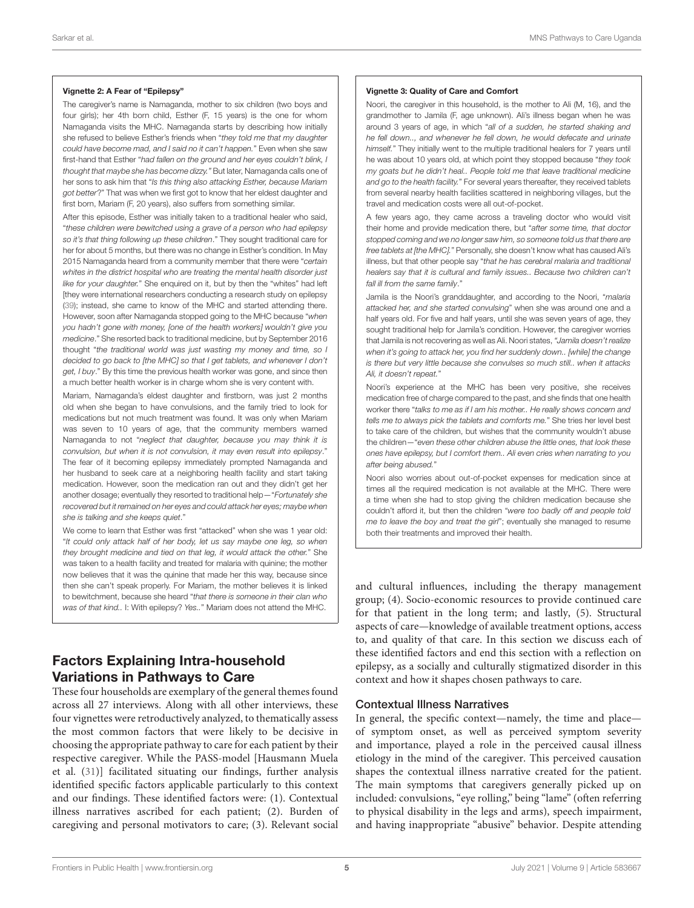**Vignette 2: A Fear of "Epilepsy"**

The caregiver's name is Namaganda, mother to six children (two boys and four girls); her 4th born child, Esther (F, 15 years) is the one for whom Namaganda visits the MHC. Namaganda starts by describing how initially she refused to believe Esther's friends when "*they told me that my daughter could have become mad, and I said no it can't happen.*" Even when she saw first-hand that Esther "*had fallen on the ground and her eyes couldn't blink, I thought that maybe she has become dizzy.*" But later, Namaganda calls one of her sons to ask him that "*Is this thing also attacking Esther, because Mariam got better*?" That was when we first got to know that her eldest daughter and first born, Mariam (F, 20 years), also suffers from something similar.

After this episode, Esther was initially taken to a traditional healer who said, "*these children were bewitched using a grave of a person who had epilepsy so it's that thing following up these children*." They sought traditional care for her for about 5 months, but there was no change in Esther's condition. In May 2015 Namaganda heard from a community member that there were "*certain whites in the district hospital who are treating the mental health disorder just like for your daughter.*" She enquired on it, but by then the "whites" had left [they were international researchers conducting a research study on epilepsy (39); instead, she came to know of the MHC and started attending there. However, soon after Namaganda stopped going to the MHC because "*when you hadn't gone with money, [one of the health workers] wouldn't give you medicine*." She resorted back to traditional medicine, but by September 2016 thought "*the traditional world was just wasting my money and time, so I decided to go back to [the MHC] so that I get tablets, and whenever I don't get, I buy*." By this time the previous health worker was gone, and since then a much better health worker is in charge whom she is very content with.

Mariam, Namaganda's eldest daughter and firstborn, was just 2 months old when she began to have convulsions, and the family tried to look for medications but not much treatment was found. It was only when Mariam was seven to 10 years of age, that the community members warned Namaganda to not "*neglect that daughter, because you may think it is convulsion, but when it is not convulsion, it may even result into epilepsy*." The fear of it becoming epilepsy immediately prompted Namaganda and her husband to seek care at a neighboring health facility and start taking medication. However, soon the medication ran out and they didn't get her another dosage; eventually they resorted to traditional help—"*Fortunately she recovered but it remained on her eyes and could attack her eyes; maybe when she is talking and she keeps quiet*."

We come to learn that Esther was first "attacked" when she was 1 year old: "*It could only attack half of her body, let us say maybe one leg, so when they brought medicine and tied on that leg, it would attack the other.*" She was taken to a health facility and treated for malaria with quinine; the mother now believes that it was the quinine that made her this way, because since then she can't speak properly. For Mariam, the mother believes it is linked to bewitchment, because she heard "*that there is someone in their clan who was of that kind..* I: With epilepsy? *Yes..*" Mariam does not attend the MHC.

**Vignette 3: Quality of Care and Comfort**

Noori, the caregiver in this household, is the mother to Ali (M, 16), and the grandmother to Jamila (F, age unknown). Ali's illness began when he was around 3 years of age, in which "*all of a sudden, he started shaking and he fell down.., and whenever he fell down, he would defecate and urinate himself.*" They initially went to the multiple traditional healers for 7 years until he was about 10 years old, at which point they stopped because "*they took my goats but he didn't heal.. People told me that leave traditional medicine and go to the health facility.*" For several years thereafter, they received tablets from several nearby health facilities scattered in neighboring villages, but the travel and medication costs were all out-of-pocket.

A few years ago, they came across a traveling doctor who would visit their home and provide medication there, but "*after some time, that doctor stopped coming and we no longer saw him, so someone told us that there are free tablets at [the MHC].*" Personally, she doesn't know what has caused Ali's illness, but that other people say "*that he has cerebral malaria and traditional healers say that it is cultural and family issues.. Because two children can't fall ill from the same family*."

Jamila is the Noori's granddaughter, and according to the Noori, "*malaria attacked her, and she started convulsing*" when she was around one and a half years old. For five and half years, until she was seven years of age, they sought traditional help for Jamila's condition. However, the caregiver worries that Jamila is not recovering as well as Ali. Noori states, "*Jamila doesn't realize when it's going to attack her, you find her suddenly down.. [while] the change is there but very little because she convulses so much still.. when it attacks Ali, it doesn't repeat.*"

Noori's experience at the MHC has been very positive, she receives medication free of charge compared to the past, and she finds that one health worker there "*talks to me as if I am his mother.. He really shows concern and tells me to always pick the tablets and comforts me.*" She tries her level best to take care of the children, but wishes that the community wouldn't abuse the children—"*even these other children abuse the little ones, that look these ones have epilepsy, but I comfort them.. Ali even cries when narrating to you after being abused.*"

Noori also worries about out-of-pocket expenses for medication since at times all the required medication is not available at the MHC. There were a time when she had to stop giving the children medication because she couldn't afford it, but then the children "*were too badly off and people told me to leave the boy and treat the girl*"; eventually she managed to resume both their treatments and improved their health.

## Factors Explaining Intra-household Variations in Pathways to Care

These four households are exemplary of the general themes found across all 27 interviews. Along with all other interviews, these four vignettes were retroductively analyzed, to thematically assess the most common factors that were likely to be decisive in choosing the appropriate pathway to care for each patient by their respective caregiver. While the PASS-model [Hausmann Muela et al. (31)] facilitated situating our findings, further analysis identified specific factors applicable particularly to this context and our findings. These identified factors were: (1). Contextual illness narratives ascribed for each patient; (2). Burden of caregiving and personal motivators to care; (3). Relevant social and cultural influences, including the therapy management group; (4). Socio-economic resources to provide continued care for that patient in the long term; and lastly, (5). Structural aspects of care—knowledge of available treatment options, access to, and quality of that care. In this section we discuss each of these identified factors and end this section with a reflection on epilepsy, as a socially and culturally stigmatized disorder in this context and how it shapes chosen pathways to care.

### Contextual Illness Narratives

In general, the specific context—namely, the time and place—of symptom onset, as well as perceived symptom severity and importance, played a role in the perceived causal illness etiology in the mind of the caregiver. This perceived causation shapes the contextual illness narrative created for the patient. The main symptoms that caregivers generally picked up on included: convulsions, "eye rolling," being "lame" (often referring to physical disability in the legs and arms), speech impairment, and having inappropriate "abusive" behavior. Despite attending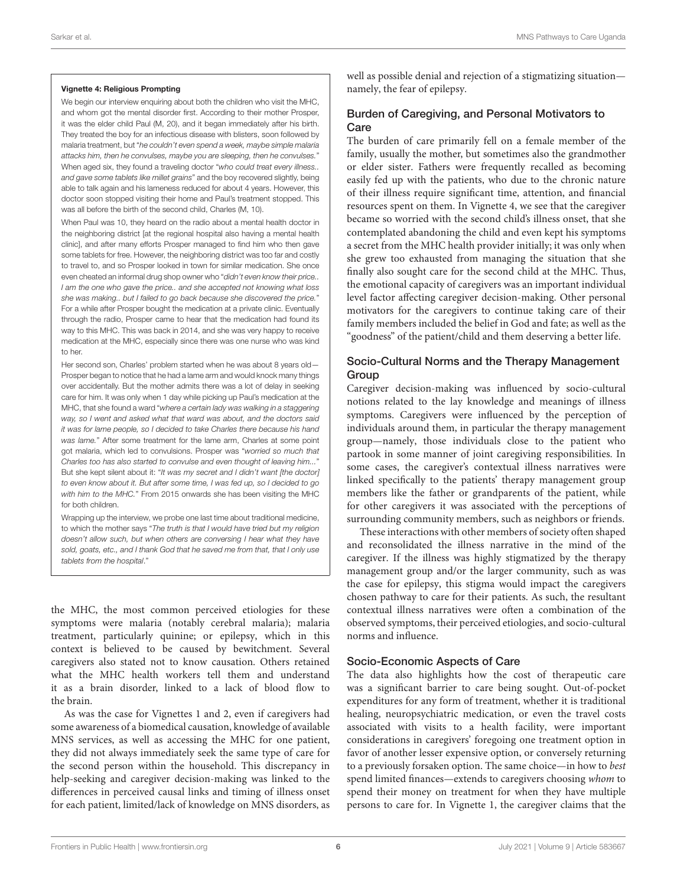> **Vignette 4: Religious Prompting**
>
> We begin our interview enquiring about both the children who visit the MHC, and whom got the mental disorder first. According to their mother Prosper, it was the elder child Paul (M, 20), and it began immediately after his birth. They treated the boy for an infectious disease with blisters, soon followed by malaria treatment, but "*he couldn't even spend a week, maybe simple malaria attacks him, then he convulses, maybe you are sleeping, then he convulses.*" When aged six, they found a traveling doctor "*who could treat every illness.. and gave some tablets like millet grains*" and the boy recovered slightly, being able to talk again and his lameness reduced for about 4 years. However, this doctor soon stopped visiting their home and Paul's treatment stopped. This was all before the birth of the second child, Charles (M, 10).
>
> When Paul was 10, they heard on the radio about a mental health doctor in the neighboring district [at the regional hospital also having a mental health clinic], and after many efforts Prosper managed to find him who then gave some tablets for free. However, the neighboring district was too far and costly to travel to, and so Prosper looked in town for similar medication. She once even cheated an informal drug shop owner who "*didn't even know their price.. I am the one who gave the price.. and she accepted not knowing what loss she was making.. but I failed to go back because she discovered the price.*" For a while after Prosper bought the medication at a private clinic. Eventually through the radio, Prosper came to hear that the medication had found its way to this MHC. This was back in 2014, and she was very happy to receive medication at the MHC, especially since there was one nurse who was kind to her.
>
> Her second son, Charles' problem started when he was about 8 years old—Prosper began to notice that he had a lame arm and would knock many things over accidentally. But the mother admits there was a lot of delay in seeking care for him. It was only when 1 day while picking up Paul's medication at the MHC, that she found a ward "*where a certain lady was walking in a staggering way, so I went and asked what that ward was about, and the doctors said it was for lame people, so I decided to take Charles there because his hand was lame.*" After some treatment for the lame arm, Charles at some point got malaria, which led to convulsions. Prosper was "*worried so much that Charles too has also started to convulse and even thought of leaving him...*" But she kept silent about it: "*It was my secret and I didn't want [the doctor] to even know about it. But after some time, I was fed up, so I decided to go with him to the MHC.*" From 2015 onwards she has been visiting the MHC for both children.
>
> Wrapping up the interview, we probe one last time about traditional medicine, to which the mother says "*The truth is that I would have tried but my religion doesn't allow such, but when others are conversing I hear what they have sold, goats, etc., and I thank God that he saved me from that, that I only use tablets from the hospital.*"

the MHC, the most common perceived etiologies for these symptoms were malaria (notably cerebral malaria); malaria treatment, particularly quinine; or epilepsy, which in this context is believed to be caused by bewitchment. Several caregivers also stated not to know causation. Others retained what the MHC health workers tell them and understand it as a brain disorder, linked to a lack of blood flow to the brain.

As was the case for Vignettes 1 and 2, even if caregivers had some awareness of a biomedical causation, knowledge of available MNS services, as well as accessing the MHC for one patient, they did not always immediately seek the same type of care for the second person within the household. This discrepancy in help-seeking and caregiver decision-making was linked to the differences in perceived causal links and timing of illness onset for each patient, limited/lack of knowledge on MNS disorders, as well as possible denial and rejection of a stigmatizing situation—namely, the fear of epilepsy.

### Burden of Caregiving, and Personal Motivators to Care

The burden of care primarily fell on a female member of the family, usually the mother, but sometimes also the grandmother or elder sister. Fathers were frequently recalled as becoming easily fed up with the patients, who due to the chronic nature of their illness require significant time, attention, and financial resources spent on them. In Vignette 4, we see that the caregiver became so worried with the second child's illness onset, that she contemplated abandoning the child and even kept his symptoms a secret from the MHC health provider initially; it was only when she grew too exhausted from managing the situation that she finally also sought care for the second child at the MHC. Thus, the emotional capacity of caregivers was an important individual level factor affecting caregiver decision-making. Other personal motivators for the caregivers to continue taking care of their family members included the belief in God and fate; as well as the "goodness" of the patient/child and them deserving a better life.

### Socio-Cultural Norms and the Therapy Management Group

Caregiver decision-making was influenced by socio-cultural notions related to the lay knowledge and meanings of illness symptoms. Caregivers were influenced by the perception of individuals around them, in particular the therapy management group—namely, those individuals close to the patient who partook in some manner of joint caregiving responsibilities. In some cases, the caregiver's contextual illness narratives were linked specifically to the patients' therapy management group members like the father or grandparents of the patient, while for other caregivers it was associated with the perceptions of surrounding community members, such as neighbors or friends.

These interactions with other members of society often shaped and reconsolidated the illness narrative in the mind of the caregiver. If the illness was highly stigmatized by the therapy management group and/or the larger community, such as was the case for epilepsy, this stigma would impact the caregivers chosen pathway to care for their patients. As such, the resultant contextual illness narratives were often a combination of the observed symptoms, their perceived etiologies, and socio-cultural norms and influence.

### Socio-Economic Aspects of Care

The data also highlights how the cost of therapeutic care was a significant barrier to care being sought. Out-of-pocket expenditures for any form of treatment, whether it is traditional healing, neuropsychiatric medication, or even the travel costs associated with visits to a health facility, were important considerations in caregivers' foregoing one treatment option in favor of another lesser expensive option, or conversely returning to a previously forsaken option. The same choice—in how to *best* spend limited finances—extends to caregivers choosing *whom* to spend their money on treatment for when they have multiple persons to care for. In Vignette 1, the caregiver claims that the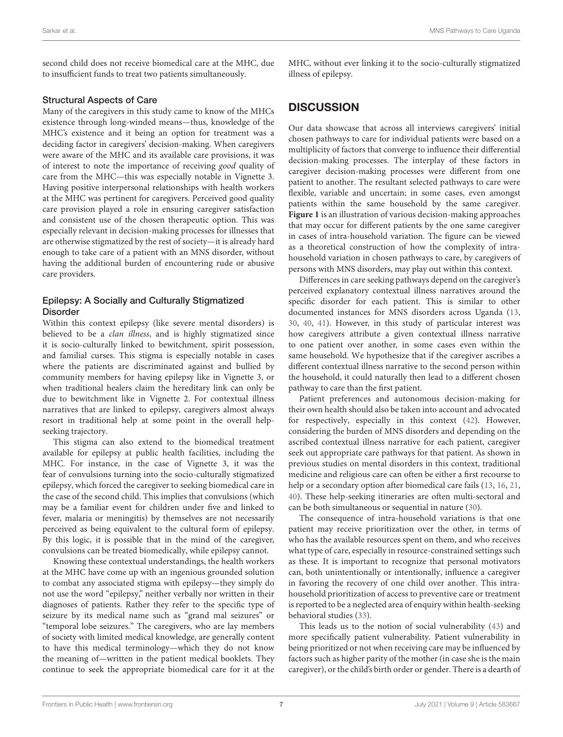second child does not receive biomedical care at the MHC, due to insufficient funds to treat two patients simultaneously.

### Structural Aspects of Care

Many of the caregivers in this study came to know of the MHCs existence through long-winded means—thus, knowledge of the MHC's existence and it being an option for treatment was a deciding factor in caregivers' decision-making. When caregivers were aware of the MHC and its available care provisions, it was of interest to note the importance of receiving *good* quality of care from the MHC—this was especially notable in Vignette 3. Having positive interpersonal relationships with health workers at the MHC was pertinent for caregivers. Perceived good quality care provision played a role in ensuring caregiver satisfaction and consistent use of the chosen therapeutic option. This was especially relevant in decision-making processes for illnesses that are otherwise stigmatized by the rest of society—it is already hard enough to take care of a patient with an MNS disorder, without having the additional burden of encountering rude or abusive care providers.

### Epilepsy: A Socially and Culturally Stigmatized Disorder

Within this context epilepsy (like severe mental disorders) is believed to be a *clan illness*, and is highly stigmatized since it is socio-culturally linked to bewitchment, spirit possession, and familial curses. This stigma is especially notable in cases where the patients are discriminated against and bullied by community members for having epilepsy like in Vignette 3, or when traditional healers claim the hereditary link can only be due to bewitchment like in Vignette 2. For contextual illness narratives that are linked to epilepsy, caregivers almost always resort in traditional help at some point in the overall help-seeking trajectory.

This stigma can also extend to the biomedical treatment available for epilepsy at public health facilities, including the MHC. For instance, in the case of Vignette 3, it was the fear of convulsions turning into the socio-culturally stigmatized epilepsy, which forced the caregiver to seeking biomedical care in the case of the second child. This implies that convulsions (which may be a familiar event for children under five and linked to fever, malaria or meningitis) by themselves are not necessarily perceived as being equivalent to the cultural form of epilepsy. By this logic, it is possible that in the mind of the caregiver, convulsions can be treated biomedically, while epilepsy cannot.

Knowing these contextual understandings, the health workers at the MHC have come up with an ingenious grounded solution to combat any associated stigma with epilepsy—they simply do not use the word "epilepsy," neither verbally nor written in their diagnoses of patients. Rather they refer to the specific type of seizure by its medical name such as "grand mal seizures" or "temporal lobe seizures." The caregivers, who are lay members of society with limited medical knowledge, are generally content to have this medical terminology—which they do not know the meaning of—written in the patient medical booklets. They continue to seek the appropriate biomedical care for it at the MHC, without ever linking it to the socio-culturally stigmatized illness of epilepsy.

## DISCUSSION

Our data showcase that across all interviews caregivers' initial chosen pathways to care for individual patients were based on a multiplicity of factors that converge to influence their differential decision-making processes. The interplay of these factors in caregiver decision-making processes were different from one patient to another. The resultant selected pathways to care were flexible, variable and uncertain; in some cases, even amongst patients within the same household by the same caregiver. **Figure 1** is an illustration of various decision-making approaches that may occur for different patients by the one same caregiver in cases of intra-household variation. The figure can be viewed as a theoretical construction of how the complexity of intra-household variation in chosen pathways to care, by caregivers of persons with MNS disorders, may play out within this context.

Differences in care seeking pathways depend on the caregiver's perceived explanatory contextual illness narratives around the specific disorder for each patient. This is similar to other documented instances for MNS disorders across Uganda (13, 30, 40, 41). However, in this study of particular interest was how caregivers attribute a given contextual illness narrative to one patient over another, in some cases even within the same household. We hypothesize that if the caregiver ascribes a different contextual illness narrative to the second person within the household, it could naturally then lead to a different chosen pathway to care than the first patient.

Patient preferences and autonomous decision-making for their own health should also be taken into account and advocated for respectively, especially in this context (42). However, considering the burden of MNS disorders and depending on the ascribed contextual illness narrative for each patient, caregiver seek out appropriate care pathways for that patient. As shown in previous studies on mental disorders in this context, traditional medicine and religious care can often be either a first recourse to help or a secondary option after biomedical care fails (13, 16, 21, 40). These help-seeking itineraries are often multi-sectoral and can be both simultaneous or sequential in nature (30).

The consequence of intra-household variations is that one patient may receive prioritization over the other, in terms of who has the available resources spent on them, and who receives what type of care, especially in resource-constrained settings such as these. It is important to recognize that personal motivators can, both unintentionally or intentionally, influence a caregiver in favoring the recovery of one child over another. This intra-household prioritization of access to preventive care or treatment is reported to be a neglected area of enquiry within health-seeking behavioral studies (33).

This leads us to the notion of social vulnerability (43) and more specifically patient vulnerability. Patient vulnerability in being prioritized or not when receiving care may be influenced by factors such as higher parity of the mother (in case she is the main caregiver), or the child's birth order or gender. There is a dearth of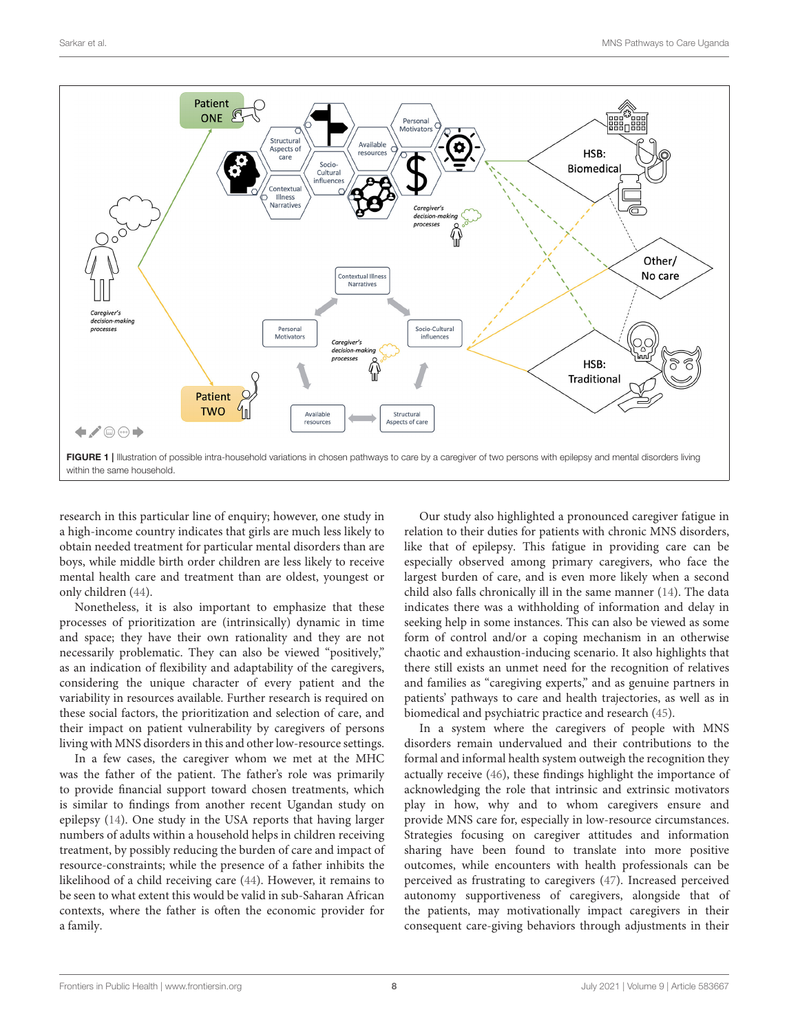FIGURE 1 | Illustration of possible intra-household variations in chosen pathways to care by a caregiver of two persons with epilepsy and mental disorders living within the same household.

research in this particular line of enquiry; however, one study in a high-income country indicates that girls are much less likely to obtain needed treatment for particular mental disorders than are boys, while middle birth order children are less likely to receive mental health care and treatment than are oldest, youngest or only children (44).

Nonetheless, it is also important to emphasize that these processes of prioritization are (intrinsically) dynamic in time and space; they have their own rationality and they are not necessarily problematic. They can also be viewed "positively," as an indication of flexibility and adaptability of the caregivers, considering the unique character of every patient and the variability in resources available. Further research is required on these social factors, the prioritization and selection of care, and their impact on patient vulnerability by caregivers of persons living with MNS disorders in this and other low-resource settings.

In a few cases, the caregiver whom we met at the MHC was the father of the patient. The father's role was primarily to provide financial support toward chosen treatments, which is similar to findings from another recent Ugandan study on epilepsy (14). One study in the USA reports that having larger numbers of adults within a household helps in children receiving treatment, by possibly reducing the burden of care and impact of resource-constraints; while the presence of a father inhibits the likelihood of a child receiving care (44). However, it remains to be seen to what extent this would be valid in sub-Saharan African contexts, where the father is often the economic provider for a family.

Our study also highlighted a pronounced caregiver fatigue in relation to their duties for patients with chronic MNS disorders, like that of epilepsy. This fatigue in providing care can be especially observed among primary caregivers, who face the largest burden of care, and is even more likely when a second child also falls chronically ill in the same manner (14). The data indicates there was a withholding of information and delay in seeking help in some instances. This can also be viewed as some form of control and/or a coping mechanism in an otherwise chaotic and exhaustion-inducing scenario. It also highlights that there still exists an unmet need for the recognition of relatives and families as "caregiving experts," and as genuine partners in patients' pathways to care and health trajectories, as well as in biomedical and psychiatric practice and research (45).

In a system where the caregivers of people with MNS disorders remain undervalued and their contributions to the formal and informal health system outweigh the recognition they actually receive (46), these findings highlight the importance of acknowledging the role that intrinsic and extrinsic motivators play in how, why and to whom caregivers ensure and provide MNS care for, especially in low-resource circumstances. Strategies focusing on caregiver attitudes and information sharing have been found to translate into more positive outcomes, while encounters with health professionals can be perceived as frustrating to caregivers (47). Increased perceived autonomy supportiveness of caregivers, alongside that of the patients, may motivationally impact caregivers in their consequent care-giving behaviors through adjustments in their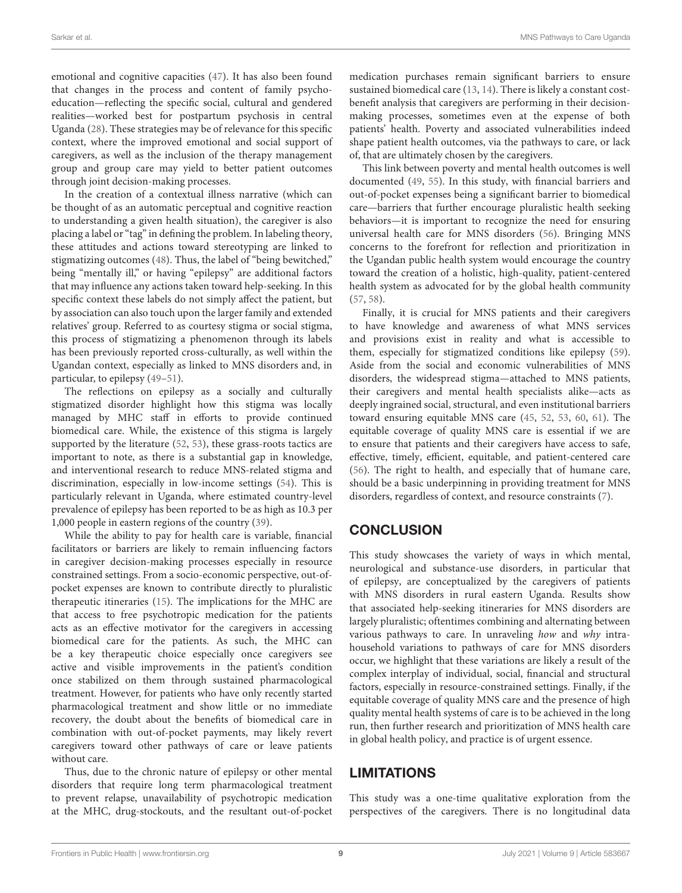emotional and cognitive capacities (47). It has also been found that changes in the process and content of family psycho-education—reflecting the specific social, cultural and gendered realities—worked best for postpartum psychosis in central Uganda (28). These strategies may be of relevance for this specific context, where the improved emotional and social support of caregivers, as well as the inclusion of the therapy management group and group care may yield to better patient outcomes through joint decision-making processes.

In the creation of a contextual illness narrative (which can be thought of as an automatic perceptual and cognitive reaction to understanding a given health situation), the caregiver is also placing a label or "tag" in defining the problem. In labeling theory, these attitudes and actions toward stereotyping are linked to stigmatizing outcomes (48). Thus, the label of "being bewitched," being "mentally ill," or having "epilepsy" are additional factors that may influence any actions taken toward help-seeking. In this specific context these labels do not simply affect the patient, but by association can also touch upon the larger family and extended relatives' group. Referred to as courtesy stigma or social stigma, this process of stigmatizing a phenomenon through its labels has been previously reported cross-culturally, as well within the Ugandan context, especially as linked to MNS disorders and, in particular, to epilepsy (49–51).

The reflections on epilepsy as a socially and culturally stigmatized disorder highlight how this stigma was locally managed by MHC staff in efforts to provide continued biomedical care. While, the existence of this stigma is largely supported by the literature (52, 53), these grass-roots tactics are important to note, as there is a substantial gap in knowledge, and interventional research to reduce MNS-related stigma and discrimination, especially in low-income settings (54). This is particularly relevant in Uganda, where estimated country-level prevalence of epilepsy has been reported to be as high as 10.3 per 1,000 people in eastern regions of the country (39).

While the ability to pay for health care is variable, financial facilitators or barriers are likely to remain influencing factors in caregiver decision-making processes especially in resource constrained settings. From a socio-economic perspective, out-of-pocket expenses are known to contribute directly to pluralistic therapeutic itineraries (15). The implications for the MHC are that access to free psychotropic medication for the patients acts as an effective motivator for the caregivers in accessing biomedical care for the patients. As such, the MHC can be a key therapeutic choice especially once caregivers see active and visible improvements in the patient's condition once stabilized on them through sustained pharmacological treatment. However, for patients who have only recently started pharmacological treatment and show little or no immediate recovery, the doubt about the benefits of biomedical care in combination with out-of-pocket payments, may likely revert caregivers toward other pathways of care or leave patients without care.

Thus, due to the chronic nature of epilepsy or other mental disorders that require long term pharmacological treatment to prevent relapse, unavailability of psychotropic medication at the MHC, drug-stockouts, and the resultant out-of-pocket medication purchases remain significant barriers to ensure sustained biomedical care (13, 14). There is likely a constant cost-benefit analysis that caregivers are performing in their decision-making processes, sometimes even at the expense of both patients' health. Poverty and associated vulnerabilities indeed shape patient health outcomes, via the pathways to care, or lack of, that are ultimately chosen by the caregivers.

This link between poverty and mental health outcomes is well documented (49, 55). In this study, with financial barriers and out-of-pocket expenses being a significant barrier to biomedical care—barriers that further encourage pluralistic health seeking behaviors—it is important to recognize the need for ensuring universal health care for MNS disorders (56). Bringing MNS concerns to the forefront for reflection and prioritization in the Ugandan public health system would encourage the country toward the creation of a holistic, high-quality, patient-centered health system as advocated for by the global health community (57, 58).

Finally, it is crucial for MNS patients and their caregivers to have knowledge and awareness of what MNS services and provisions exist in reality and what is accessible to them, especially for stigmatized conditions like epilepsy (59). Aside from the social and economic vulnerabilities of MNS disorders, the widespread stigma—attached to MNS patients, their caregivers and mental health specialists alike—acts as deeply ingrained social, structural, and even institutional barriers toward ensuring equitable MNS care (45, 52, 53, 60, 61). The equitable coverage of quality MNS care is essential if we are to ensure that patients and their caregivers have access to safe, effective, timely, efficient, equitable, and patient-centered care (56). The right to health, and especially that of humane care, should be a basic underpinning in providing treatment for MNS disorders, regardless of context, and resource constraints (7).

## CONCLUSION

This study showcases the variety of ways in which mental, neurological and substance-use disorders, in particular that of epilepsy, are conceptualized by the caregivers of patients with MNS disorders in rural eastern Uganda. Results show that associated help-seeking itineraries for MNS disorders are largely pluralistic; oftentimes combining and alternating between various pathways to care. In unraveling *how* and *why* intra-household variations to pathways of care for MNS disorders occur, we highlight that these variations are likely a result of the complex interplay of individual, social, financial and structural factors, especially in resource-constrained settings. Finally, if the equitable coverage of quality MNS care and the presence of high quality mental health systems of care is to be achieved in the long run, then further research and prioritization of MNS health care in global health policy, and practice is of urgent essence.

## LIMITATIONS

This study was a one-time qualitative exploration from the perspectives of the caregivers. There is no longitudinal data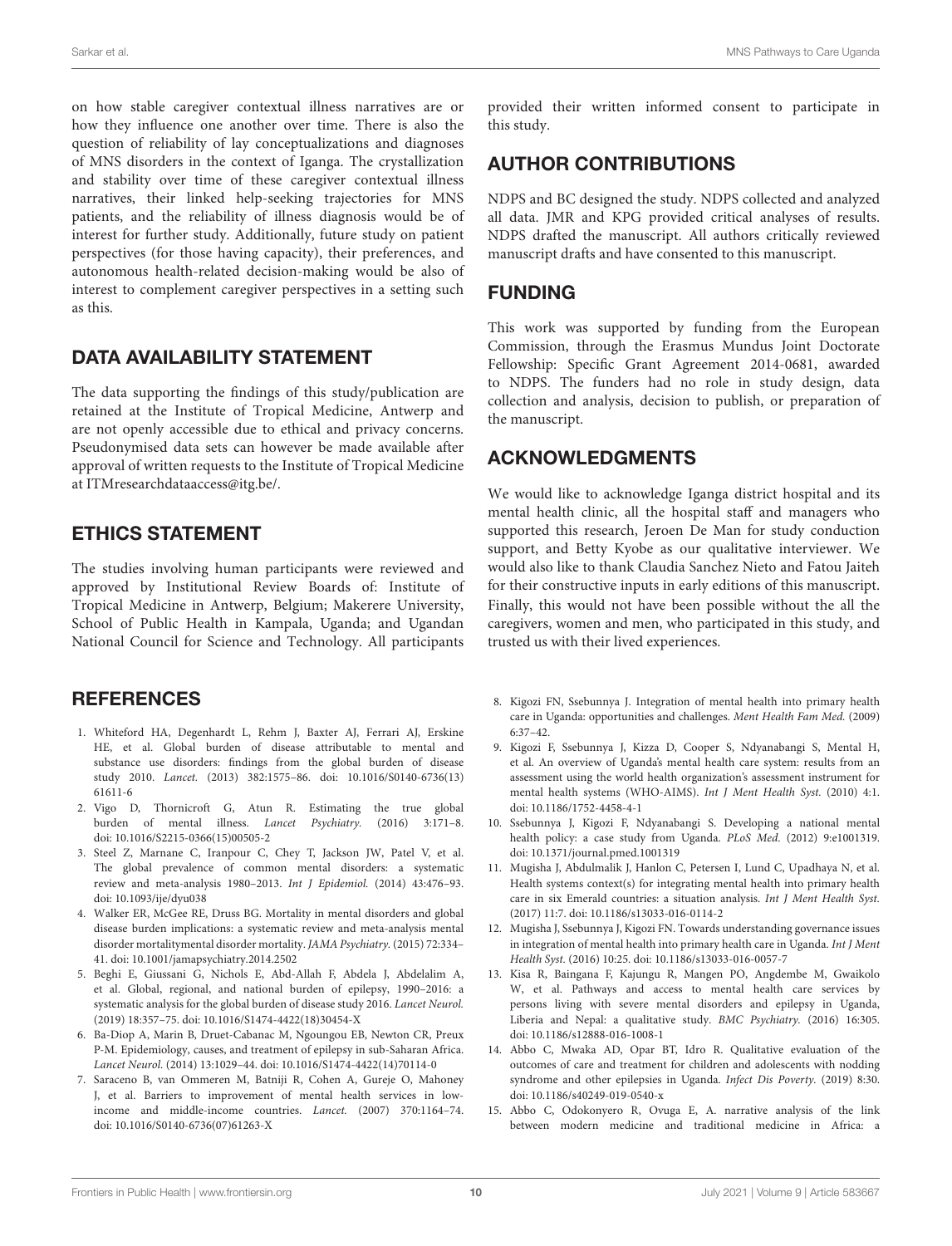on how stable caregiver contextual illness narratives are or how they influence one another over time. There is also the question of reliability of lay conceptualizations and diagnoses of MNS disorders in the context of Iganga. The crystallization and stability over time of these caregiver contextual illness narratives, their linked help-seeking trajectories for MNS patients, and the reliability of illness diagnosis would be of interest for further study. Additionally, future study on patient perspectives (for those having capacity), their preferences, and autonomous health-related decision-making would be also of interest to complement caregiver perspectives in a setting such as this.

## DATA AVAILABILITY STATEMENT

The data supporting the findings of this study/publication are retained at the Institute of Tropical Medicine, Antwerp and are not openly accessible due to ethical and privacy concerns. Pseudonymised data sets can however be made available after approval of written requests to the Institute of Tropical Medicine at ITMresearchdataaccess@itg.be/.

## ETHICS STATEMENT

The studies involving human participants were reviewed and approved by Institutional Review Boards of: Institute of Tropical Medicine in Antwerp, Belgium; Makerere University, School of Public Health in Kampala, Uganda; and Ugandan National Council for Science and Technology. All participants provided their written informed consent to participate in this study.

## AUTHOR CONTRIBUTIONS

NDPS and BC designed the study. NDPS collected and analyzed all data. JMR and KPG provided critical analyses of results. NDPS drafted the manuscript. All authors critically reviewed manuscript drafts and have consented to this manuscript.

## FUNDING

This work was supported by funding from the European Commission, through the Erasmus Mundus Joint Doctorate Fellowship: Specific Grant Agreement 2014-0681, awarded to NDPS. The funders had no role in study design, data collection and analysis, decision to publish, or preparation of the manuscript.

## ACKNOWLEDGMENTS

We would like to acknowledge Iganga district hospital and its mental health clinic, all the hospital staff and managers who supported this research, Jeroen De Man for study conduction support, and Betty Kyobe as our qualitative interviewer. We would also like to thank Claudia Sanchez Nieto and Fatou Jaiteh for their constructive inputs in early editions of this manuscript. Finally, this would not have been possible without the all the caregivers, women and men, who participated in this study, and trusted us with their lived experiences.

## REFERENCES

1. Whiteford HA, Degenhardt L, Rehm J, Baxter AJ, Ferrari AJ, Erskine HE, et al. Global burden of disease attributable to mental and substance use disorders: findings from the global burden of disease study 2010. *Lancet.* (2013) 382:1575–86. doi: 10.1016/S0140-6736(13)61611-6
2. Vigo D, Thornicroft G, Atun R. Estimating the true global burden of mental illness. *Lancet Psychiatry.* (2016) 3:171–8. doi: 10.1016/S2215-0366(15)00505-2
3. Steel Z, Marnane C, Iranpour C, Chey T, Jackson JW, Patel V, et al. The global prevalence of common mental disorders: a systematic review and meta-analysis 1980–2013. *Int J Epidemiol.* (2014) 43:476–93. doi: 10.1093/ije/dyu038
4. Walker ER, McGee RE, Druss BG. Mortality in mental disorders and global disease burden implications: a systematic review and meta-analysis mental disorder mortalitymental disorder mortality. *JAMA Psychiatry.* (2015) 72:334–41. doi: 10.1001/jamapsychiatry.2014.2502
5. Beghi E, Giussani G, Nichols E, Abd-Allah F, Abdela J, Abdelalim A, et al. Global, regional, and national burden of epilepsy, 1990–2016: a systematic analysis for the global burden of disease study 2016. *Lancet Neurol.* (2019) 18:357–75. doi: 10.1016/S1474-4422(18)30454-X
6. Ba-Diop A, Marin B, Druet-Cabanac M, Ngoungou EB, Newton CR, Preux P-M. Epidemiology, causes, and treatment of epilepsy in sub-Saharan Africa. *Lancet Neurol.* (2014) 13:1029–44. doi: 10.1016/S1474-4422(14)70114-0
7. Saraceno B, van Ommeren M, Batniji R, Cohen A, Gureje O, Mahoney J, et al. Barriers to improvement of mental health services in low-income and middle-income countries. *Lancet.* (2007) 370:1164–74. doi: 10.1016/S0140-6736(07)61263-X
8. Kigozi FN, Ssebunnya J. Integration of mental health into primary health care in Uganda: opportunities and challenges. *Ment Health Fam Med.* (2009) 6:37–42.
9. Kigozi F, Ssebunnya J, Kizza D, Cooper S, Ndyanabangi S, Mental H, et al. An overview of Uganda's mental health care system: results from an assessment using the world health organization's assessment instrument for mental health systems (WHO-AIMS). *Int J Ment Health Syst.* (2010) 4:1. doi: 10.1186/1752-4458-4-1
10. Ssebunnya J, Kigozi F, Ndyanabangi S. Developing a national mental health policy: a case study from Uganda. *PLoS Med.* (2012) 9:e1001319. doi: 10.1371/journal.pmed.1001319
11. Mugisha J, Abdulmalik J, Hanlon C, Petersen I, Lund C, Upadhaya N, et al. Health systems context(s) for integrating mental health into primary health care in six Emerald countries: a situation analysis. *Int J Ment Health Syst.* (2017) 11:7. doi: 10.1186/s13033-016-0114-2
12. Mugisha J, Ssebunnya J, Kigozi FN. Towards understanding governance issues in integration of mental health into primary health care in Uganda. *Int J Ment Health Syst.* (2016) 10:25. doi: 10.1186/s13033-016-0057-7
13. Kisa R, Baingana F, Kajungu R, Mangen PO, Angdembe M, Gwaikolo W, et al. Pathways and access to mental health care services by persons living with severe mental disorders and epilepsy in Uganda, Liberia and Nepal: a qualitative study. *BMC Psychiatry.* (2016) 16:305. doi: 10.1186/s12888-016-1008-1
14. Abbo C, Mwaka AD, Opar BT, Idro R. Qualitative evaluation of the outcomes of care and treatment for children and adolescents with nodding syndrome and other epilepsies in Uganda. *Infect Dis Poverty.* (2019) 8:30. doi: 10.1186/s40249-019-0540-x
15. Abbo C, Odokonyero R, Ovuga E, A. narrative analysis of the link between modern medicine and traditional medicine in Africa: a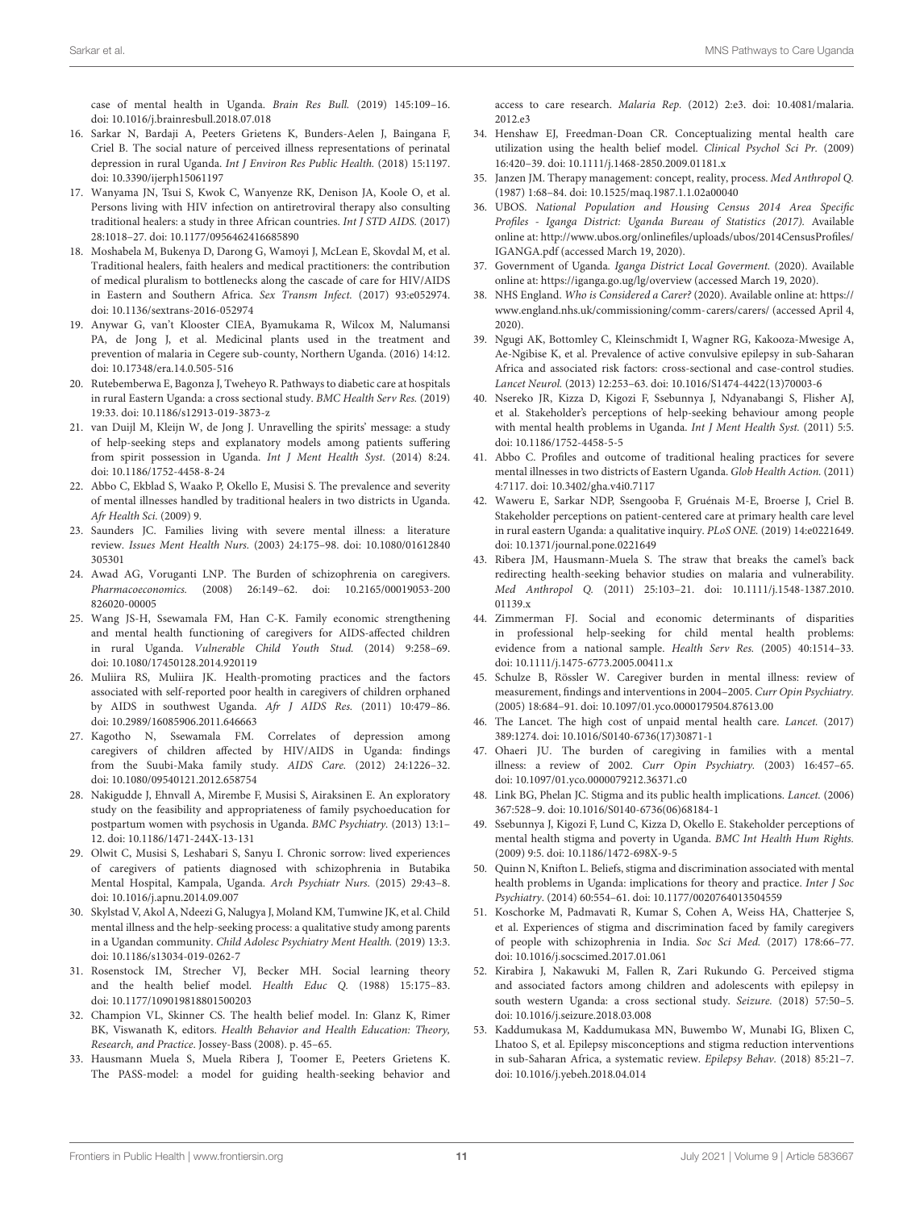case of mental health in Uganda. *Brain Res Bull.* (2019) 145:109–16. doi: 10.1016/j.brainresbull.2018.07.018

16. Sarkar N, Bardaji A, Peeters Grietens K, Bunders-Aelen J, Baingana F, Criel B. The social nature of perceived illness representations of perinatal depression in rural Uganda. *Int J Environ Res Public Health.* (2018) 15:1197. doi: 10.3390/ijerph15061197
17. Wanyama JN, Tsui S, Kwok C, Wanyenze RK, Denison JA, Koole O, et al. Persons living with HIV infection on antiretroviral therapy also consulting traditional healers: a study in three African countries. *Int J STD AIDS.* (2017) 28:1018–27. doi: 10.1177/0956462416685890
18. Moshabela M, Bukenya D, Darong G, Wamoyi J, McLean E, Skovdal M, et al. Traditional healers, faith healers and medical practitioners: the contribution of medical pluralism to bottlenecks along the cascade of care for HIV/AIDS in Eastern and Southern Africa. *Sex Transm Infect.* (2017) 93:e052974. doi: 10.1136/sextrans-2016-052974
19. Anywar G, van't Klooster CIEA, Byamukama R, Wilcox M, Nalumansi PA, de Jong J, et al. Medicinal plants used in the treatment and prevention of malaria in Cegere sub-county, Northern Uganda. (2016) 14:12. doi: 10.17348/era.14.0.505-516
20. Rutebemberwa E, Bagonza J, Tweheyo R. Pathways to diabetic care at hospitals in rural Eastern Uganda: a cross sectional study. *BMC Health Serv Res.* (2019) 19:33. doi: 10.1186/s12913-019-3873-z
21. van Duijl M, Kleijn W, de Jong J. Unravelling the spirits' message: a study of help-seeking steps and explanatory models among patients suffering from spirit possession in Uganda. *Int J Ment Health Syst.* (2014) 8:24. doi: 10.1186/1752-4458-8-24
22. Abbo C, Ekblad S, Waako P, Okello E, Musisi S. The prevalence and severity of mental illnesses handled by traditional healers in two districts in Uganda. *Afr Health Sci.* (2009) 9.
23. Saunders JC. Families living with severe mental illness: a literature review. *Issues Ment Health Nurs.* (2003) 24:175–98. doi: 10.1080/01612840305301
24. Awad AG, Voruganti LNP. The Burden of schizophrenia on caregivers. *Pharmacoeconomics.* (2008) 26:149–62. doi: 10.2165/00019053-200826020-00005
25. Wang JS-H, Ssewamala FM, Han C-K. Family economic strengthening and mental health functioning of caregivers for AIDS-affected children in rural Uganda. *Vulnerable Child Youth Stud.* (2014) 9:258–69. doi: 10.1080/17450128.2014.920119
26. Muliira RS, Muliira JK. Health-promoting practices and the factors associated with self-reported poor health in caregivers of children orphaned by AIDS in southwest Uganda. *Afr J AIDS Res.* (2011) 10:479–86. doi: 10.2989/16085906.2011.646663
27. Kagotho N, Ssewamala FM. Correlates of depression among caregivers of children affected by HIV/AIDS in Uganda: findings from the Suubi-Maka family study. *AIDS Care.* (2012) 24:1226–32. doi: 10.1080/09540121.2012.658754
28. Nakigudde J, Ehnvall A, Mirembe F, Musisi S, Airaksinen E. An exploratory study on the feasibility and appropriateness of family psychoeducation for postpartum women with psychosis in Uganda. *BMC Psychiatry.* (2013) 13:1–12. doi: 10.1186/1471-244X-13-131
29. Olwit C, Musisi S, Leshabari S, Sanyu I. Chronic sorrow: lived experiences of caregivers of patients diagnosed with schizophrenia in Butabika Mental Hospital, Kampala, Uganda. *Arch Psychiatr Nurs.* (2015) 29:43–8. doi: 10.1016/j.apnu.2014.09.007
30. Skylstad V, Akol A, Ndeezi G, Nalugya J, Moland KM, Tumwine JK, et al. Child mental illness and the help-seeking process: a qualitative study among parents in a Ugandan community. *Child Adolesc Psychiatry Ment Health.* (2019) 13:3. doi: 10.1186/s13034-019-0262-7
31. Rosenstock IM, Strecher VJ, Becker MH. Social learning theory and the health belief model. *Health Educ Q.* (1988) 15:175–83. doi: 10.1177/109019818801500203
32. Champion VL, Skinner CS. The health belief model. In: Glanz K, Rimer BK, Viswanath K, editors. *Health Behavior and Health Education: Theory, Research, and Practice*. Jossey-Bass (2008). p. 45–65.
33. Hausmann Muela S, Muela Ribera J, Toomer E, Peeters Grietens K. The PASS-model: a model for guiding health-seeking behavior and access to care research. *Malaria Rep.* (2012) 2:e3. doi: 10.4081/malaria.2012.e3
34. Henshaw EJ, Freedman-Doan CR. Conceptualizing mental health care utilization using the health belief model. *Clinical Psychol Sci Pr.* (2009) 16:420–39. doi: 10.1111/j.1468-2850.2009.01181.x
35. Janzen JM. Therapy management: concept, reality, process. *Med Anthropol Q.* (1987) 1:68–84. doi: 10.1525/maq.1987.1.1.02a00040
36. UBOS. *National Population and Housing Census 2014 Area Specific Profiles - Iganga District: Uganda Bureau of Statistics (2017).* Available online at: http://www.ubos.org/onlinefiles/uploads/ubos/2014CensusProfiles/IGANGA.pdf (accessed March 19, 2020).
37. Government of Uganda. *Iganga District Local Goverment.* (2020). Available online at: https://iganga.go.ug/lg/overview (accessed March 19, 2020).
38. NHS England. *Who is Considered a Carer?* (2020). Available online at: https://www.england.nhs.uk/commissioning/comm-carers/carers/ (accessed April 4, 2020).
39. Ngugi AK, Bottomley C, Kleinschmidt I, Wagner RG, Kakooza-Mwesige A, Ae-Ngibise K, et al. Prevalence of active convulsive epilepsy in sub-Saharan Africa and associated risk factors: cross-sectional and case-control studies. *Lancet Neurol.* (2013) 12:253–63. doi: 10.1016/S1474-4422(13)70003-6
40. Nsereko JR, Kizza D, Kigozi F, Ssebunnya J, Ndyanabangi S, Flisher AJ, et al. Stakeholder's perceptions of help-seeking behaviour among people with mental health problems in Uganda. *Int J Ment Health Syst.* (2011) 5:5. doi: 10.1186/1752-4458-5-5
41. Abbo C. Profiles and outcome of traditional healing practices for severe mental illnesses in two districts of Eastern Uganda. *Glob Health Action.* (2011) 4:7117. doi: 10.3402/gha.v4i0.7117
42. Waweru E, Sarkar NDP, Ssengooba F, Gruénais M-E, Broerse J, Criel B. Stakeholder perceptions on patient-centered care at primary health care level in rural eastern Uganda: a qualitative inquiry. *PLoS ONE.* (2019) 14:e0221649. doi: 10.1371/journal.pone.0221649
43. Ribera JM, Hausmann-Muela S. The straw that breaks the camel's back redirecting health-seeking behavior studies on malaria and vulnerability. *Med Anthropol Q.* (2011) 25:103–21. doi: 10.1111/j.1548-1387.2010.01139.x
44. Zimmerman FJ. Social and economic determinants of disparities in professional help-seeking for child mental health problems: evidence from a national sample. *Health Serv Res.* (2005) 40:1514–33. doi: 10.1111/j.1475-6773.2005.00411.x
45. Schulze B, Rössler W. Caregiver burden in mental illness: review of measurement, findings and interventions in 2004–2005. *Curr Opin Psychiatry.* (2005) 18:684–91. doi: 10.1097/01.yco.0000179504.87613.00
46. The Lancet. The high cost of unpaid mental health care. *Lancet.* (2017) 389:1274. doi: 10.1016/S0140-6736(17)30871-1
47. Ohaeri JU. The burden of caregiving in families with a mental illness: a review of 2002. *Curr Opin Psychiatry.* (2003) 16:457–65. doi: 10.1097/01.yco.0000079212.36371.c0
48. Link BG, Phelan JC. Stigma and its public health implications. *Lancet.* (2006) 367:528–9. doi: 10.1016/S0140-6736(06)68184-1
49. Ssebunnya J, Kigozi F, Lund C, Kizza D, Okello E. Stakeholder perceptions of mental health stigma and poverty in Uganda. *BMC Int Health Hum Rights.* (2009) 9:5. doi: 10.1186/1472-698X-9-5
50. Quinn N, Knifton L. Beliefs, stigma and discrimination associated with mental health problems in Uganda: implications for theory and practice. *Inter J Soc Psychiatry.* (2014) 60:554–61. doi: 10.1177/0020764013504559
51. Koschorke M, Padmavati R, Kumar S, Cohen A, Weiss HA, Chatterjee S, et al. Experiences of stigma and discrimination faced by family caregivers of people with schizophrenia in India. *Soc Sci Med.* (2017) 178:66–77. doi: 10.1016/j.socscimed.2017.01.061
52. Kirabira J, Nakawuki M, Fallen R, Zari Rukundo G. Perceived stigma and associated factors among children and adolescents with epilepsy in south western Uganda: a cross sectional study. *Seizure.* (2018) 57:50–5. doi: 10.1016/j.seizure.2018.03.008
53. Kaddumukasa M, Kaddumukasa MN, Buwembo W, Munabi IG, Blixen C, Lhatoo S, et al. Epilepsy misconceptions and stigma reduction interventions in sub-Saharan Africa, a systematic review. *Epilepsy Behav.* (2018) 85:21–7. doi: 10.1016/j.yebeh.2018.04.014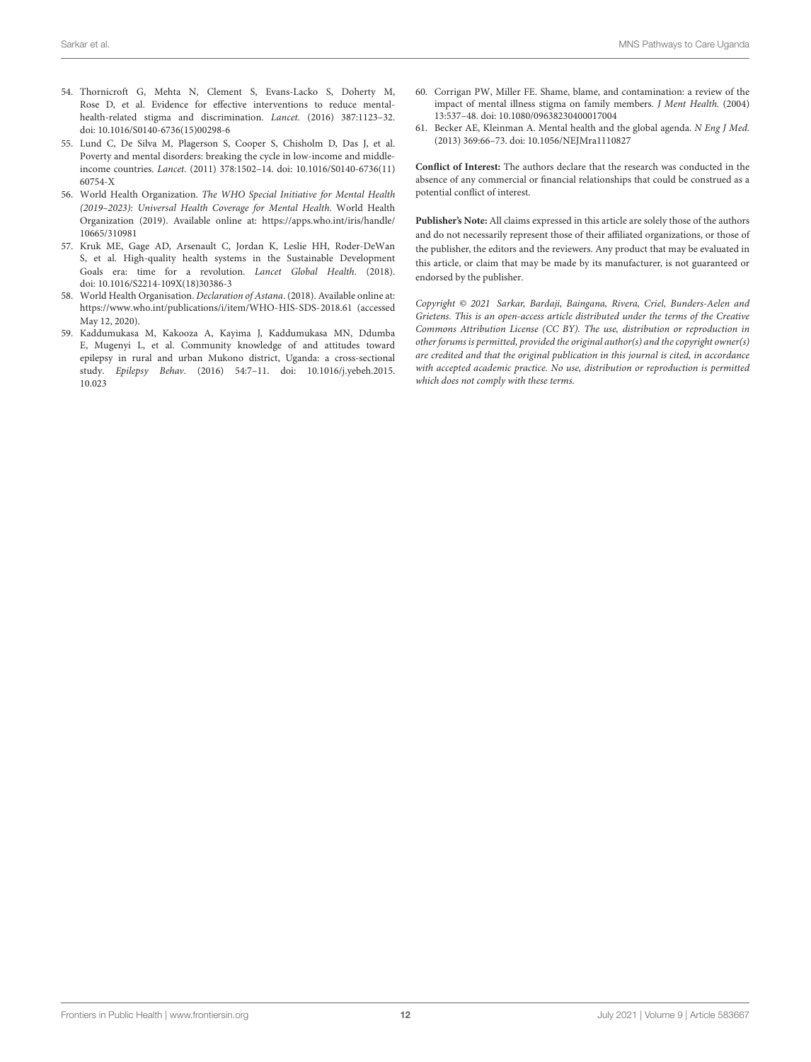54. Thornicroft G, Mehta N, Clement S, Evans-Lacko S, Doherty M, Rose D, et al. Evidence for effective interventions to reduce mental-health-related stigma and discrimination. *Lancet.* (2016) 387:1123–32. doi: 10.1016/S0140-6736(15)00298-6
55. Lund C, De Silva M, Plagerson S, Cooper S, Chisholm D, Das J, et al. Poverty and mental disorders: breaking the cycle in low-income and middle-income countries. *Lancet.* (2011) 378:1502–14. doi: 10.1016/S0140-6736(11)60754-X
56. World Health Organization. *The WHO Special Initiative for Mental Health (2019–2023): Universal Health Coverage for Mental Health.* World Health Organization (2019). Available online at: https://apps.who.int/iris/handle/10665/310981
57. Kruk ME, Gage AD, Arsenault C, Jordan K, Leslie HH, Roder-DeWan S, et al. High-quality health systems in the Sustainable Development Goals era: time for a revolution. *Lancet Global Health.* (2018). doi: 10.1016/S2214-109X(18)30386-3
58. World Health Organisation. *Declaration of Astana*. (2018). Available online at: https://www.who.int/publications/i/item/WHO-HIS-SDS-2018.61 (accessed May 12, 2020).
59. Kaddumukasa M, Kakooza A, Kayima J, Kaddumukasa MN, Ddumba E, Mugenyi L, et al. Community knowledge of and attitudes toward epilepsy in rural and urban Mukono district, Uganda: a cross-sectional study. *Epilepsy Behav.* (2016) 54:7–11. doi: 10.1016/j.yebeh.2015.10.023
60. Corrigan PW, Miller FE. Shame, blame, and contamination: a review of the impact of mental illness stigma on family members. *J Ment Health.* (2004) 13:537–48. doi: 10.1080/09638230400017004
61. Becker AE, Kleinman A. Mental health and the global agenda. *N Eng J Med.* (2013) 369:66–73. doi: 10.1056/NEJMra1110827

**Conflict of Interest:** The authors declare that the research was conducted in the absence of any commercial or financial relationships that could be construed as a potential conflict of interest.

**Publisher's Note:** All claims expressed in this article are solely those of the authors and do not necessarily represent those of their affiliated organizations, or those of the publisher, the editors and the reviewers. Any product that may be evaluated in this article, or claim that may be made by its manufacturer, is not guaranteed or endorsed by the publisher.

*Copyright © 2021 Sarkar, Bardaji, Baingana, Rivera, Criel, Bunders-Aelen and Grietens. This is an open-access article distributed under the terms of the Creative Commons Attribution License (CC BY). The use, distribution or reproduction in other forums is permitted, provided the original author(s) and the copyright owner(s) are credited and that the original publication in this journal is cited, in accordance with accepted academic practice. No use, distribution or reproduction is permitted which does not comply with these terms.*